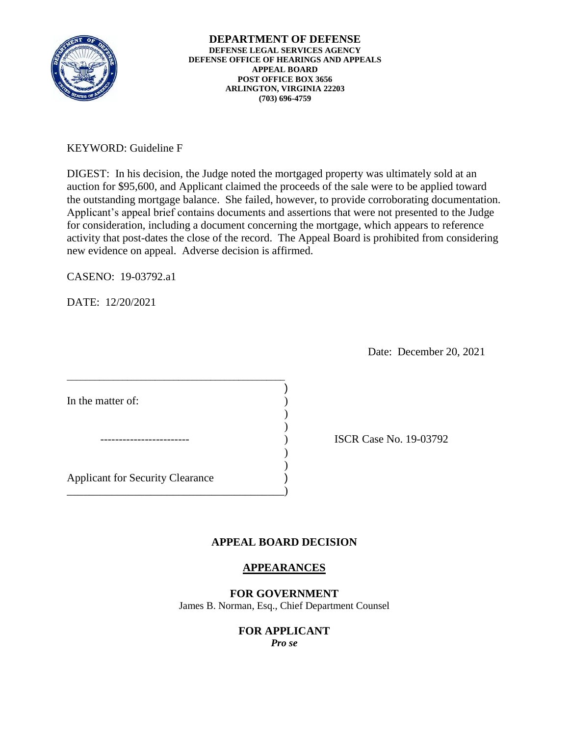**DEPARTMENT OF DEFENSE**
**DEFENSE LEGAL SERVICES AGENCY**
**DEFENSE OFFICE OF HEARINGS AND APPEALS**
**APPEAL BOARD**
**POST OFFICE BOX 3656**
**ARLINGTON, VIRGINIA 22203**
**(703) 696-4759**

KEYWORD: Guideline F

DIGEST: In his decision, the Judge noted the mortgaged property was ultimately sold at an auction for $95,600, and Applicant claimed the proceeds of the sale were to be applied toward the outstanding mortgage balance. She failed, however, to provide corroborating documentation. Applicant's appeal brief contains documents and assertions that were not presented to the Judge for consideration, including a document concerning the mortgage, which appears to reference activity that post-dates the close of the record. The Appeal Board is prohibited from considering new evidence on appeal. Adverse decision is affirmed.

CASENO: 19-03792.a1

DATE: 12/20/2021

Date: December 20, 2021

| | | |
|---|---|---|
| In the matter of: | ) | |
| | ) | |
| ------------------------ | ) | ISCR Case No. 19-03792 |
| | ) | |
| Applicant for Security Clearance | ) | |

## APPEAL BOARD DECISION

### APPEARANCES

**FOR GOVERNMENT**
James B. Norman, Esq., Chief Department Counsel

**FOR APPLICANT**
*Pro se*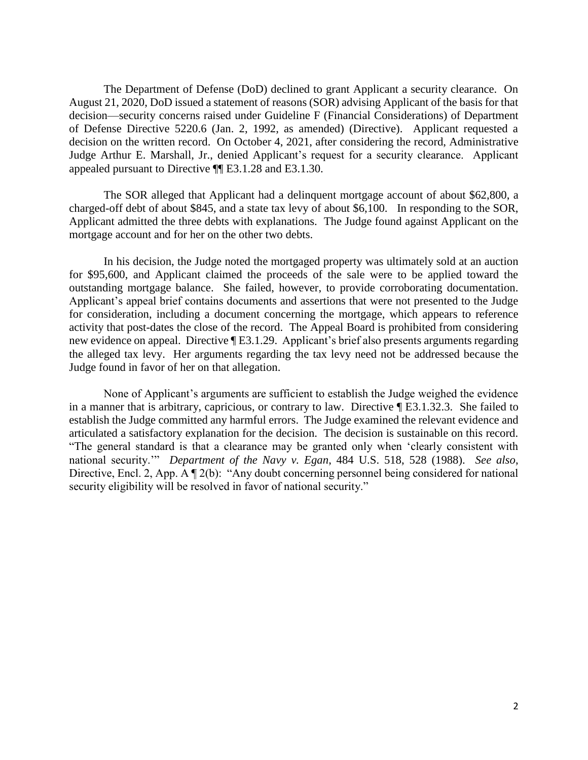The Department of Defense (DoD) declined to grant Applicant a security clearance. On August 21, 2020, DoD issued a statement of reasons (SOR) advising Applicant of the basis for that decision—security concerns raised under Guideline F (Financial Considerations) of Department of Defense Directive 5220.6 (Jan. 2, 1992, as amended) (Directive). Applicant requested a decision on the written record. On October 4, 2021, after considering the record, Administrative Judge Arthur E. Marshall, Jr., denied Applicant's request for a security clearance. Applicant appealed pursuant to Directive ¶¶ E3.1.28 and E3.1.30.

The SOR alleged that Applicant had a delinquent mortgage account of about $62,800, a charged-off debt of about $845, and a state tax levy of about $6,100. In responding to the SOR, Applicant admitted the three debts with explanations. The Judge found against Applicant on the mortgage account and for her on the other two debts.

In his decision, the Judge noted the mortgaged property was ultimately sold at an auction for $95,600, and Applicant claimed the proceeds of the sale were to be applied toward the outstanding mortgage balance. She failed, however, to provide corroborating documentation. Applicant's appeal brief contains documents and assertions that were not presented to the Judge for consideration, including a document concerning the mortgage, which appears to reference activity that post-dates the close of the record. The Appeal Board is prohibited from considering new evidence on appeal. Directive ¶ E3.1.29. Applicant's brief also presents arguments regarding the alleged tax levy. Her arguments regarding the tax levy need not be addressed because the Judge found in favor of her on that allegation.

None of Applicant's arguments are sufficient to establish the Judge weighed the evidence in a manner that is arbitrary, capricious, or contrary to law. Directive ¶ E3.1.32.3. She failed to establish the Judge committed any harmful errors. The Judge examined the relevant evidence and articulated a satisfactory explanation for the decision. The decision is sustainable on this record. "The general standard is that a clearance may be granted only when 'clearly consistent with national security.'" *Department of the Navy v. Egan*, 484 U.S. 518, 528 (1988). *See also*, Directive, Encl. 2, App. A ¶ 2(b): "Any doubt concerning personnel being considered for national security eligibility will be resolved in favor of national security."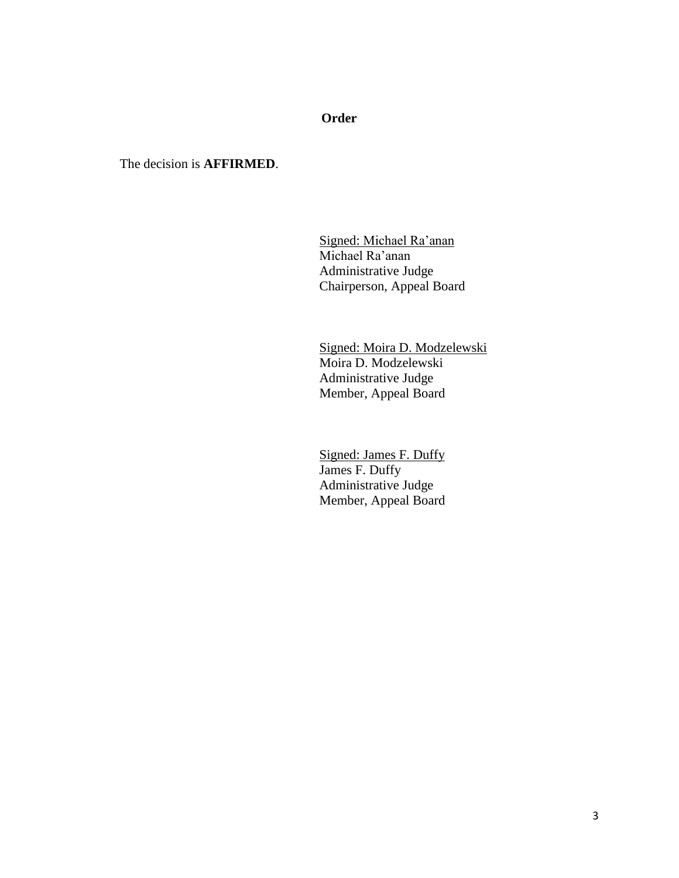**Order**

The decision is **AFFIRMED**.

Signed: Michael Ra'anan
Michael Ra'anan
Administrative Judge
Chairperson, Appeal Board

Signed: Moira D. Modzelewski
Moira D. Modzelewski
Administrative Judge
Member, Appeal Board

Signed: James F. Duffy
James F. Duffy
Administrative Judge
Member, Appeal Board